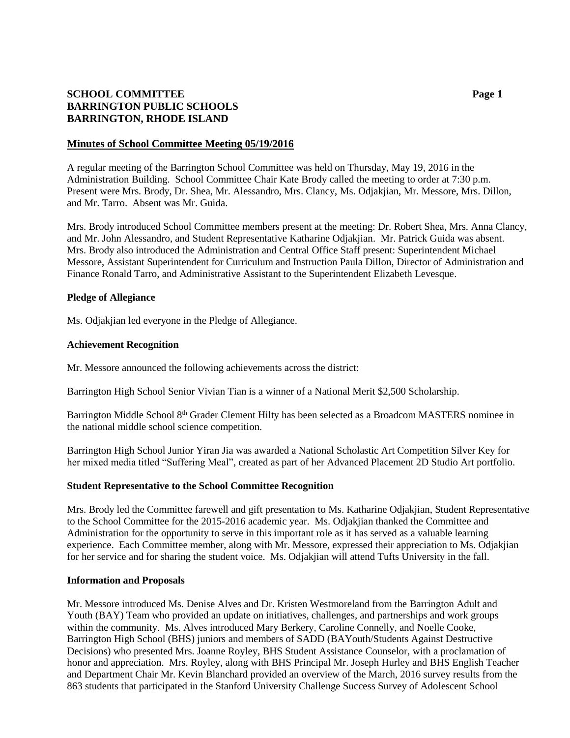**SCHOOL COMMITTEE**
**BARRINGTON PUBLIC SCHOOLS**
**BARRINGTON, RHODE ISLAND**

## Minutes of School Committee Meeting 05/19/2016

A regular meeting of the Barrington School Committee was held on Thursday, May 19, 2016 in the Administration Building. School Committee Chair Kate Brody called the meeting to order at 7:30 p.m. Present were Mrs. Brody, Dr. Shea, Mr. Alessandro, Mrs. Clancy, Ms. Odjakjian, Mr. Messore, Mrs. Dillon, and Mr. Tarro. Absent was Mr. Guida.

Mrs. Brody introduced School Committee members present at the meeting: Dr. Robert Shea, Mrs. Anna Clancy, and Mr. John Alessandro, and Student Representative Katharine Odjakjian. Mr. Patrick Guida was absent. Mrs. Brody also introduced the Administration and Central Office Staff present: Superintendent Michael Messore, Assistant Superintendent for Curriculum and Instruction Paula Dillon, Director of Administration and Finance Ronald Tarro, and Administrative Assistant to the Superintendent Elizabeth Levesque.

### Pledge of Allegiance

Ms. Odjakjian led everyone in the Pledge of Allegiance.

### Achievement Recognition

Mr. Messore announced the following achievements across the district:

Barrington High School Senior Vivian Tian is a winner of a National Merit $2,500 Scholarship.

Barrington Middle School 8th Grader Clement Hilty has been selected as a Broadcom MASTERS nominee in the national middle school science competition.

Barrington High School Junior Yiran Jia was awarded a National Scholastic Art Competition Silver Key for her mixed media titled "Suffering Meal", created as part of her Advanced Placement 2D Studio Art portfolio.

### Student Representative to the School Committee Recognition

Mrs. Brody led the Committee farewell and gift presentation to Ms. Katharine Odjakjian, Student Representative to the School Committee for the 2015-2016 academic year. Ms. Odjakjian thanked the Committee and Administration for the opportunity to serve in this important role as it has served as a valuable learning experience. Each Committee member, along with Mr. Messore, expressed their appreciation to Ms. Odjakjian for her service and for sharing the student voice. Ms. Odjakjian will attend Tufts University in the fall.

### Information and Proposals

Mr. Messore introduced Ms. Denise Alves and Dr. Kristen Westmoreland from the Barrington Adult and Youth (BAY) Team who provided an update on initiatives, challenges, and partnerships and work groups within the community. Ms. Alves introduced Mary Berkery, Caroline Connelly, and Noelle Cooke, Barrington High School (BHS) juniors and members of SADD (BAYouth/Students Against Destructive Decisions) who presented Mrs. Joanne Royley, BHS Student Assistance Counselor, with a proclamation of honor and appreciation. Mrs. Royley, along with BHS Principal Mr. Joseph Hurley and BHS English Teacher and Department Chair Mr. Kevin Blanchard provided an overview of the March, 2016 survey results from the 863 students that participated in the Stanford University Challenge Success Survey of Adolescent School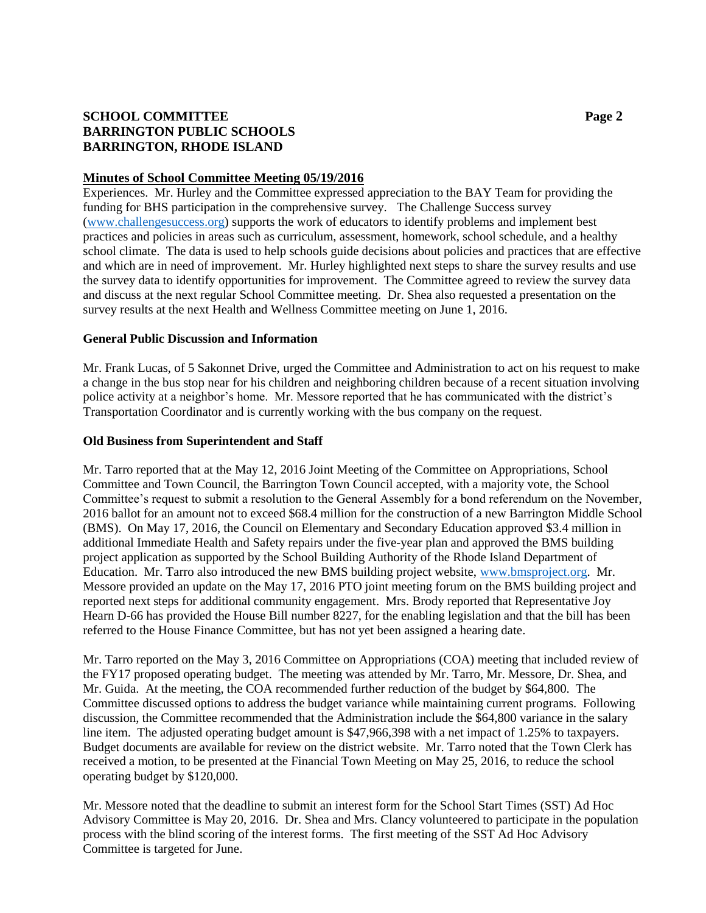## Minutes of School Committee Meeting 05/19/2016

Experiences. Mr. Hurley and the Committee expressed appreciation to the BAY Team for providing the funding for BHS participation in the comprehensive survey. The Challenge Success survey (www.challengesuccess.org) supports the work of educators to identify problems and implement best practices and policies in areas such as curriculum, assessment, homework, school schedule, and a healthy school climate. The data is used to help schools guide decisions about policies and practices that are effective and which are in need of improvement. Mr. Hurley highlighted next steps to share the survey results and use the survey data to identify opportunities for improvement. The Committee agreed to review the survey data and discuss at the next regular School Committee meeting. Dr. Shea also requested a presentation on the survey results at the next Health and Wellness Committee meeting on June 1, 2016.

**General Public Discussion and Information**

Mr. Frank Lucas, of 5 Sakonnet Drive, urged the Committee and Administration to act on his request to make a change in the bus stop near for his children and neighboring children because of a recent situation involving police activity at a neighbor's home. Mr. Messore reported that he has communicated with the district's Transportation Coordinator and is currently working with the bus company on the request.

**Old Business from Superintendent and Staff**

Mr. Tarro reported that at the May 12, 2016 Joint Meeting of the Committee on Appropriations, School Committee and Town Council, the Barrington Town Council accepted, with a majority vote, the School Committee's request to submit a resolution to the General Assembly for a bond referendum on the November, 2016 ballot for an amount not to exceed $68.4 million for the construction of a new Barrington Middle School (BMS). On May 17, 2016, the Council on Elementary and Secondary Education approved $3.4 million in additional Immediate Health and Safety repairs under the five-year plan and approved the BMS building project application as supported by the School Building Authority of the Rhode Island Department of Education. Mr. Tarro also introduced the new BMS building project website, www.bmsproject.org. Mr. Messore provided an update on the May 17, 2016 PTO joint meeting forum on the BMS building project and reported next steps for additional community engagement. Mrs. Brody reported that Representative Joy Hearn D-66 has provided the House Bill number 8227, for the enabling legislation and that the bill has been referred to the House Finance Committee, but has not yet been assigned a hearing date.

Mr. Tarro reported on the May 3, 2016 Committee on Appropriations (COA) meeting that included review of the FY17 proposed operating budget. The meeting was attended by Mr. Tarro, Mr. Messore, Dr. Shea, and Mr. Guida. At the meeting, the COA recommended further reduction of the budget by $64,800. The Committee discussed options to address the budget variance while maintaining current programs. Following discussion, the Committee recommended that the Administration include the $64,800 variance in the salary line item. The adjusted operating budget amount is $47,966,398 with a net impact of 1.25% to taxpayers. Budget documents are available for review on the district website. Mr. Tarro noted that the Town Clerk has received a motion, to be presented at the Financial Town Meeting on May 25, 2016, to reduce the school operating budget by $120,000.

Mr. Messore noted that the deadline to submit an interest form for the School Start Times (SST) Ad Hoc Advisory Committee is May 20, 2016. Dr. Shea and Mrs. Clancy volunteered to participate in the population process with the blind scoring of the interest forms. The first meeting of the SST Ad Hoc Advisory Committee is targeted for June.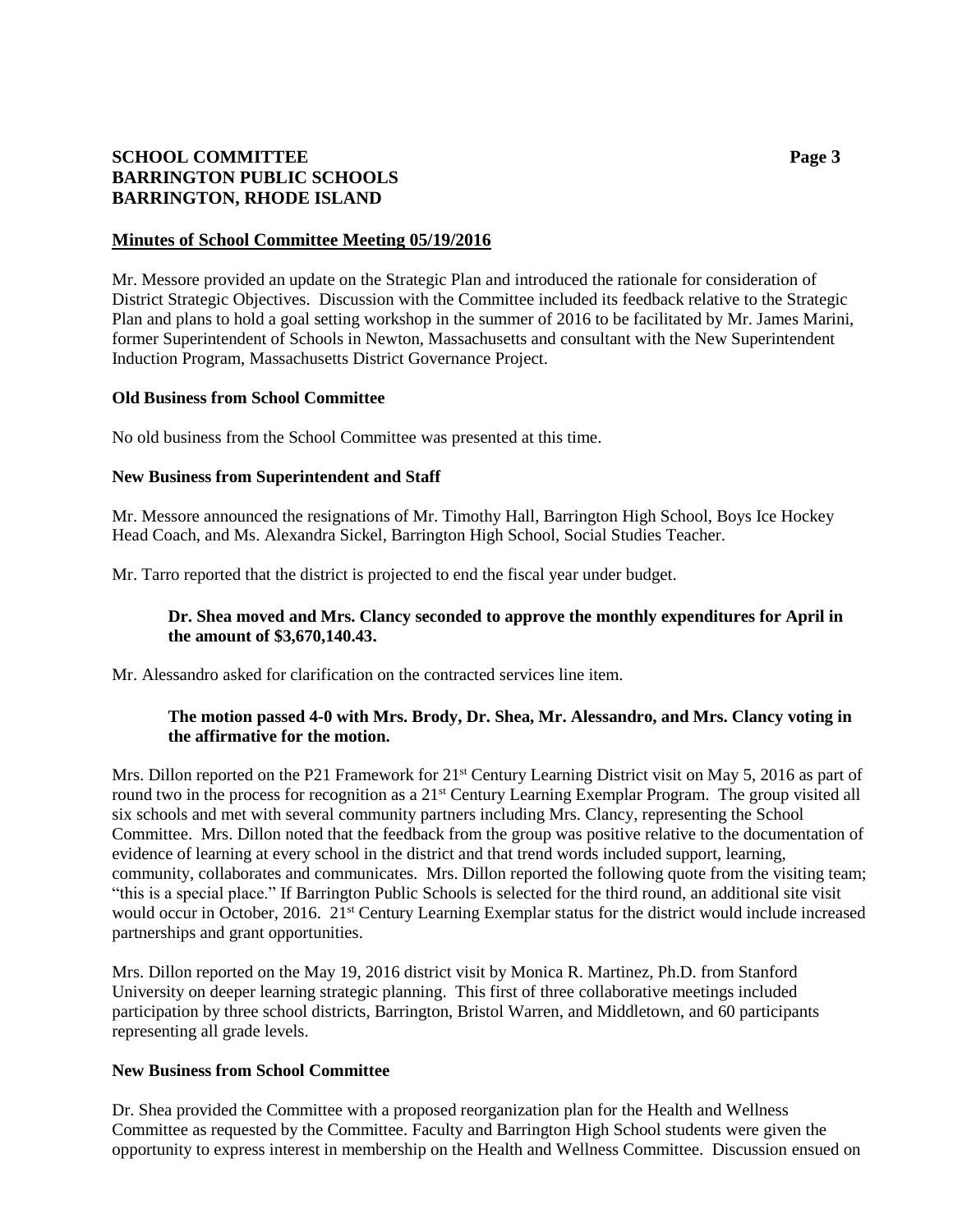## Minutes of School Committee Meeting 05/19/2016

Mr. Messore provided an update on the Strategic Plan and introduced the rationale for consideration of District Strategic Objectives. Discussion with the Committee included its feedback relative to the Strategic Plan and plans to hold a goal setting workshop in the summer of 2016 to be facilitated by Mr. James Marini, former Superintendent of Schools in Newton, Massachusetts and consultant with the New Superintendent Induction Program, Massachusetts District Governance Project.

### Old Business from School Committee

No old business from the School Committee was presented at this time.

### New Business from Superintendent and Staff

Mr. Messore announced the resignations of Mr. Timothy Hall, Barrington High School, Boys Ice Hockey Head Coach, and Ms. Alexandra Sickel, Barrington High School, Social Studies Teacher.

Mr. Tarro reported that the district is projected to end the fiscal year under budget.

> **Dr. Shea moved and Mrs. Clancy seconded to approve the monthly expenditures for April in the amount of $3,670,140.43.**

Mr. Alessandro asked for clarification on the contracted services line item.

> **The motion passed 4-0 with Mrs. Brody, Dr. Shea, Mr. Alessandro, and Mrs. Clancy voting in the affirmative for the motion.**

Mrs. Dillon reported on the P21 Framework for 21st Century Learning District visit on May 5, 2016 as part of round two in the process for recognition as a 21st Century Learning Exemplar Program. The group visited all six schools and met with several community partners including Mrs. Clancy, representing the School Committee. Mrs. Dillon noted that the feedback from the group was positive relative to the documentation of evidence of learning at every school in the district and that trend words included support, learning, community, collaborates and communicates. Mrs. Dillon reported the following quote from the visiting team; "this is a special place." If Barrington Public Schools is selected for the third round, an additional site visit would occur in October, 2016. 21st Century Learning Exemplar status for the district would include increased partnerships and grant opportunities.

Mrs. Dillon reported on the May 19, 2016 district visit by Monica R. Martinez, Ph.D. from Stanford University on deeper learning strategic planning. This first of three collaborative meetings included participation by three school districts, Barrington, Bristol Warren, and Middletown, and 60 participants representing all grade levels.

### New Business from School Committee

Dr. Shea provided the Committee with a proposed reorganization plan for the Health and Wellness Committee as requested by the Committee. Faculty and Barrington High School students were given the opportunity to express interest in membership on the Health and Wellness Committee. Discussion ensued on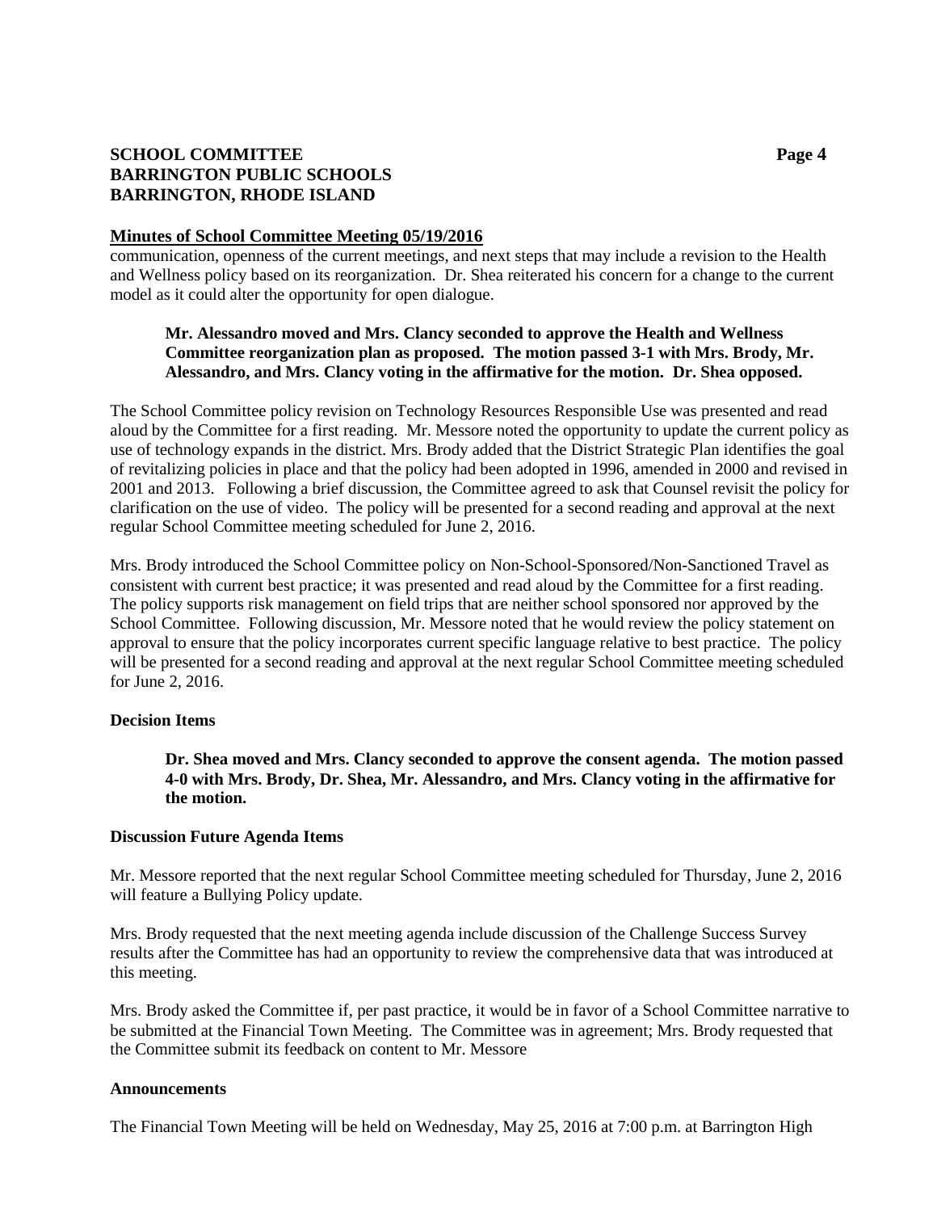**Minutes of School Committee Meeting 05/19/2016**

communication, openness of the current meetings, and next steps that may include a revision to the Health and Wellness policy based on its reorganization. Dr. Shea reiterated his concern for a change to the current model as it could alter the opportunity for open dialogue.

> **Mr. Alessandro moved and Mrs. Clancy seconded to approve the Health and Wellness Committee reorganization plan as proposed. The motion passed 3-1 with Mrs. Brody, Mr. Alessandro, and Mrs. Clancy voting in the affirmative for the motion. Dr. Shea opposed.**

The School Committee policy revision on Technology Resources Responsible Use was presented and read aloud by the Committee for a first reading. Mr. Messore noted the opportunity to update the current policy as use of technology expands in the district. Mrs. Brody added that the District Strategic Plan identifies the goal of revitalizing policies in place and that the policy had been adopted in 1996, amended in 2000 and revised in 2001 and 2013. Following a brief discussion, the Committee agreed to ask that Counsel revisit the policy for clarification on the use of video. The policy will be presented for a second reading and approval at the next regular School Committee meeting scheduled for June 2, 2016.

Mrs. Brody introduced the School Committee policy on Non-School-Sponsored/Non-Sanctioned Travel as consistent with current best practice; it was presented and read aloud by the Committee for a first reading. The policy supports risk management on field trips that are neither school sponsored nor approved by the School Committee. Following discussion, Mr. Messore noted that he would review the policy statement on approval to ensure that the policy incorporates current specific language relative to best practice. The policy will be presented for a second reading and approval at the next regular School Committee meeting scheduled for June 2, 2016.

**Decision Items**

> **Dr. Shea moved and Mrs. Clancy seconded to approve the consent agenda. The motion passed 4-0 with Mrs. Brody, Dr. Shea, Mr. Alessandro, and Mrs. Clancy voting in the affirmative for the motion.**

**Discussion Future Agenda Items**

Mr. Messore reported that the next regular School Committee meeting scheduled for Thursday, June 2, 2016 will feature a Bullying Policy update.

Mrs. Brody requested that the next meeting agenda include discussion of the Challenge Success Survey results after the Committee has had an opportunity to review the comprehensive data that was introduced at this meeting.

Mrs. Brody asked the Committee if, per past practice, it would be in favor of a School Committee narrative to be submitted at the Financial Town Meeting. The Committee was in agreement; Mrs. Brody requested that the Committee submit its feedback on content to Mr. Messore

**Announcements**

The Financial Town Meeting will be held on Wednesday, May 25, 2016 at 7:00 p.m. at Barrington High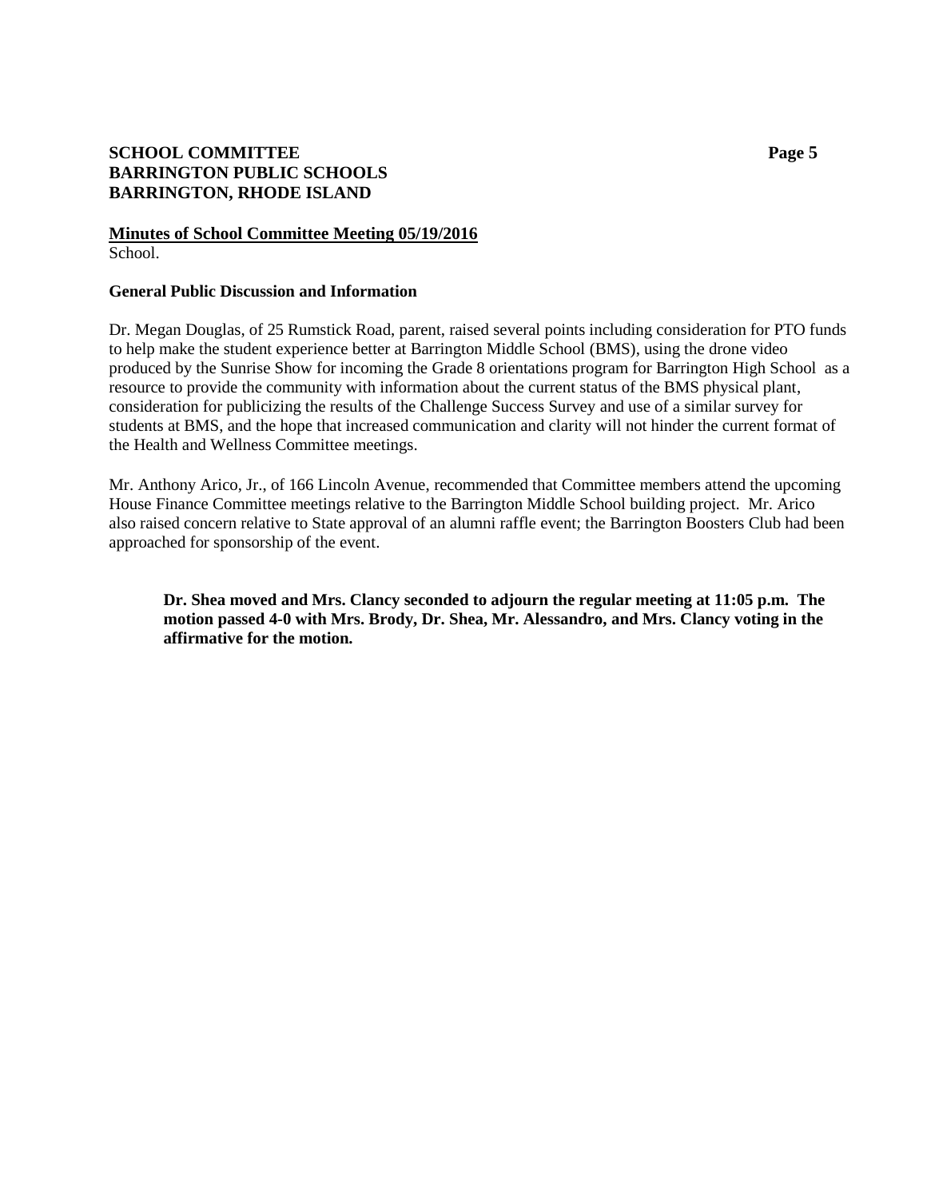**Minutes of School Committee Meeting 05/19/2016**

School.

**General Public Discussion and Information**

Dr. Megan Douglas, of 25 Rumstick Road, parent, raised several points including consideration for PTO funds to help make the student experience better at Barrington Middle School (BMS), using the drone video produced by the Sunrise Show for incoming the Grade 8 orientations program for Barrington High School as a resource to provide the community with information about the current status of the BMS physical plant, consideration for publicizing the results of the Challenge Success Survey and use of a similar survey for students at BMS, and the hope that increased communication and clarity will not hinder the current format of the Health and Wellness Committee meetings.

Mr. Anthony Arico, Jr., of 166 Lincoln Avenue, recommended that Committee members attend the upcoming House Finance Committee meetings relative to the Barrington Middle School building project. Mr. Arico also raised concern relative to State approval of an alumni raffle event; the Barrington Boosters Club had been approached for sponsorship of the event.

> **Dr. Shea moved and Mrs. Clancy seconded to adjourn the regular meeting at 11:05 p.m. The motion passed 4-0 with Mrs. Brody, Dr. Shea, Mr. Alessandro, and Mrs. Clancy voting in the affirmative for the motion.**